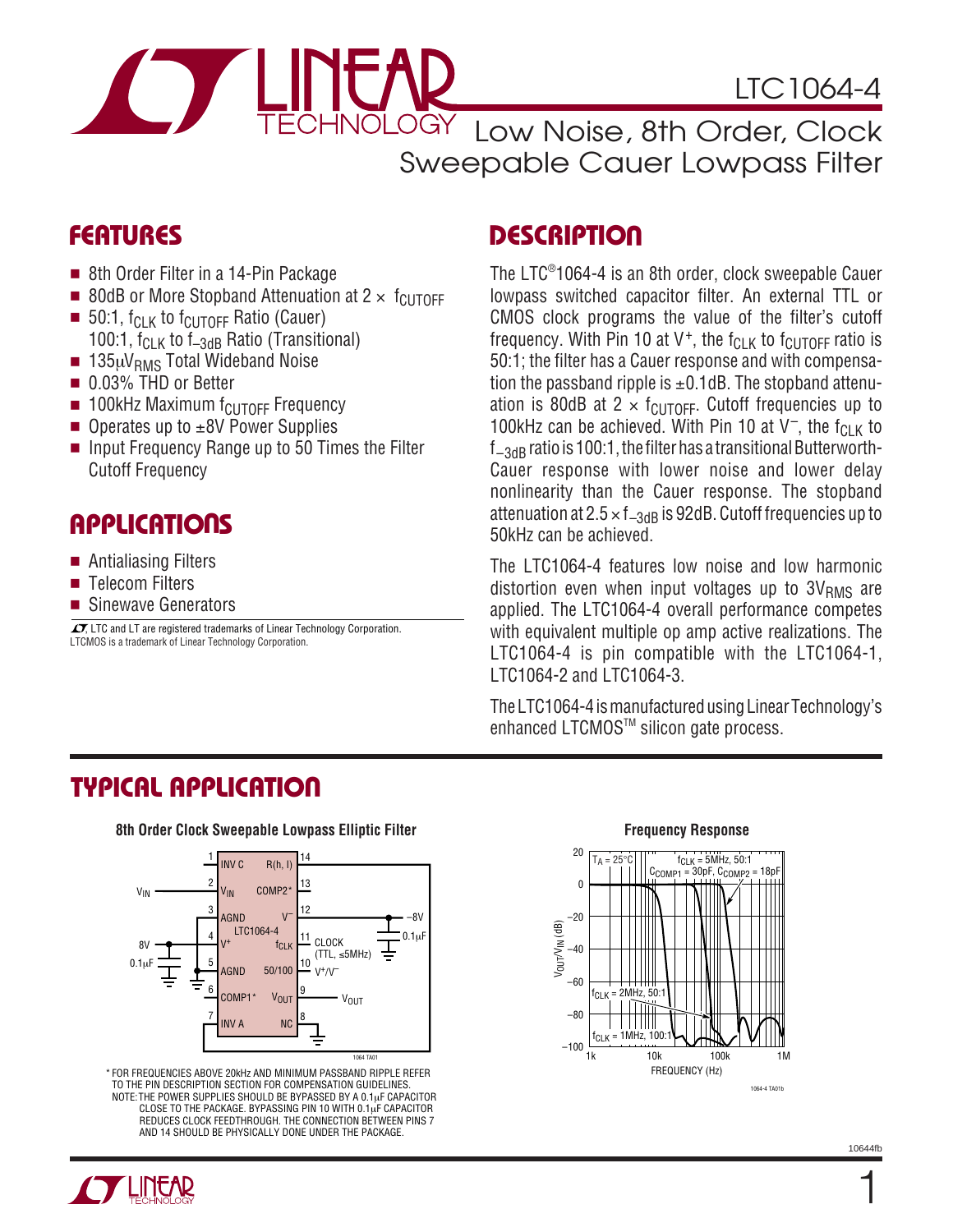# LTC1064-4

## Low Noise, 8th Order, Clock Sweepable Cauer Lowpass Filter

## FEATURES

- 8th Order Filter in a 14-Pin Package
- 80dB or More Stopband Attenuation at 2 × $f_{CUTOFF}$
- 50:1, $f_{CLK}$ to $f_{CUTOFF}$ Ratio (Cauer)
  100:1, $f_{CLK}$ to $f_{-3dB}$ Ratio (Transitional)
- 135μ$V_{RMS}$ Total Wideband Noise
- 0.03% THD or Better
- 100kHz Maximum $f_{CUTOFF}$ Frequency
- Operates up to ±8V Power Supplies
- Input Frequency Range up to 50 Times the Filter Cutoff Frequency

## APPLICATIONS

- Antialiasing Filters
- Telecom Filters
- Sinewave Generators

LTC and LT are registered trademarks of Linear Technology Corporation.
LTCMOS is a trademark of Linear Technology Corporation.

## DESCRIPTION

The LTC®1064-4 is an 8th order, clock sweepable Cauer lowpass switched capacitor filter. An external TTL or CMOS clock programs the value of the filter's cutoff frequency. With Pin 10 at V+, the $f_{CLK}$ to $f_{CUTOFF}$ ratio is 50:1; the filter has a Cauer response and with compensation the passband ripple is ±0.1dB. The stopband attenuation is 80dB at 2 × $f_{CUTOFF}$. Cutoff frequencies up to 100kHz can be achieved. With Pin 10 at V–, the $f_{CLK}$ to $f_{-3dB}$ ratio is 100:1, the filter has a transitional Butterworth-Cauer response with lower noise and lower delay nonlinearity than the Cauer response. The stopband attenuation at 2.5 × $f_{-3dB}$ is 92dB. Cutoff frequencies up to 50kHz can be achieved.

The LTC1064-4 features low noise and low harmonic distortion even when input voltages up to 3$V_{RMS}$ are applied. The LTC1064-4 overall performance competes with equivalent multiple op amp active realizations. The LTC1064-4 is pin compatible with the LTC1064-1, LTC1064-2 and LTC1064-3.

The LTC1064-4 is manufactured using Linear Technology's enhanced LTCMOS™ silicon gate process.

## TYPICAL APPLICATION

**8th Order Clock Sweepable Lowpass Elliptic Filter**

\* FOR FREQUENCIES ABOVE 20kHz AND MINIMUM PASSBAND RIPPLE REFER TO THE PIN DESCRIPTION SECTION FOR COMPENSATION GUIDELINES.
NOTE: THE POWER SUPPLIES SHOULD BE BYPASSED BY A 0.1μF CAPACITOR CLOSE TO THE PACKAGE. BYPASSING PIN 10 WITH 0.1μF CAPACITOR REDUCES CLOCK FEEDTHROUGH. THE CONNECTION BETWEEN PINS 7 AND 14 SHOULD BE PHYSICALLY DONE UNDER THE PACKAGE.

**Frequency Response**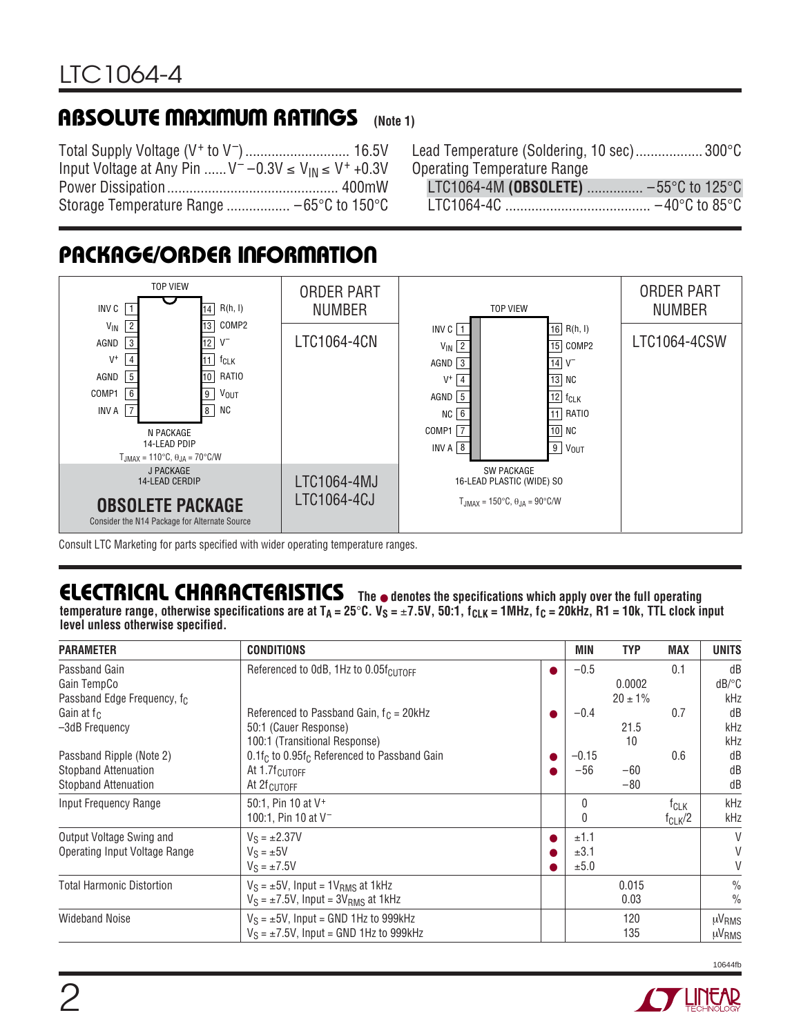## ABSOLUTE MAXIMUM RATINGS (Note 1)

Total Supply Voltage ($V^+$ to $V^-$) ............................ 16.5V
Input Voltage at Any Pin ...... $V^- -0.3V \le V_{IN} \le V^+ +0.3V$
Power Dissipation ............................................. 400mW
Storage Temperature Range ................. –65°C to 150°C
Lead Temperature (Soldering, 10 sec) .................. 300°C
Operating Temperature Range
LTC1064-4M **(OBSOLETE)** ............... –55°C to 125°C
LTC1064-4C ....................................... –40°C to 85°C

## PACKAGE/ORDER INFORMATION

| TOP VIEW | ORDER PART NUMBER | TOP VIEW | ORDER PART NUMBER |
|---|---|---|---|
| 14-lead: 1 INV C, 2 $V_{IN}$, 3 AGND, 4 $V^+$, 5 AGND, 6 COMP1, 7 INV A, 8 NC, 9 $V_{OUT}$, 10 RATIO, 11 $f_{CLK}$, 12 $V^-$, 13 COMP2, 14 R(h, l)<br>N PACKAGE 14-LEAD PDIP<br>$T_{JMAX} = 110°C$, $\theta_{JA} = 70°C/W$ | LTC1064-4CN | 16-lead: 1 INV C, 2 $V_{IN}$, 3 AGND, 4 $V^+$, 5 AGND, 6 NC, 7 COMP1, 8 INV A, 9 $V_{OUT}$, 10 NC, 11 RATIO, 12 $f_{CLK}$, 13 NC, 14 $V^-$, 15 COMP2, 16 R(h, l)<br>SW PACKAGE 16-LEAD PLASTIC (WIDE) SO<br>$T_{JMAX} = 150°C$, $\theta_{JA} = 90°C/W$ | LTC1064-4CSW |
| J PACKAGE 14-LEAD CERDIP<br>**OBSOLETE PACKAGE**<br>Consider the N14 Package for Alternate Source | LTC1064-4MJ<br>LTC1064-4CJ | | |

Consult LTC Marketing for parts specified with wider operating temperature ranges.

## ELECTRICAL CHARACTERISTICS

**The ● denotes the specifications which apply over the full operating temperature range, otherwise specifications are at $T_A = 25°C$. $V_S = \pm 7.5V$, 50:1, $f_{CLK} = 1MHz$, $f_C = 20kHz$, R1 = 10k, TTL clock input level unless otherwise specified.**

| PARAMETER | CONDITIONS | | MIN | TYP | MAX | UNITS |
|---|---|---|---|---|---|---|
| Passband Gain | Referenced to 0dB, 1Hz to $0.05f_{CUTOFF}$ | ● | –0.5 | | 0.1 | dB |
| Gain TempCo | | | | 0.0002 | | dB/°C |
| Passband Edge Frequency, $f_C$ | | | | 20 ± 1% | | kHz |
| Gain at $f_C$ | Referenced to Passband Gain, $f_C = 20kHz$ | ● | –0.4 | | 0.7 | dB |
| –3dB Frequency | 50:1 (Cauer Response) | | | 21.5 | | kHz |
| | 100:1 (Transitional Response) | | | 10 | | kHz |
| Passband Ripple (Note 2) | $0.1f_C$ to $0.95f_C$ Referenced to Passband Gain | ● | –0.15 | | 0.6 | dB |
| Stopband Attenuation | At $1.7f_{CUTOFF}$ | ● | –56 | –60 | | dB |
| Stopband Attenuation | At $2f_{CUTOFF}$ | | | –80 | | dB |
| Input Frequency Range | 50:1, Pin 10 at $V^+$ | | 0 | | $f_{CLK}$ | kHz |
| | 100:1, Pin 10 at $V^-$ | | 0 | | $f_{CLK}/2$ | kHz |
| Output Voltage Swing and Operating Input Voltage Range | $V_S = \pm 2.37V$ | ● | ±1.1 | | | V |
| | $V_S = \pm 5V$ | ● | ±3.1 | | | V |
| | $V_S = \pm 7.5V$ | ● | ±5.0 | | | V |
| Total Harmonic Distortion | $V_S = \pm 5V$, Input = $1V_{RMS}$ at 1kHz | | | 0.015 | | % |
| | $V_S = \pm 7.5V$, Input = $3V_{RMS}$ at 1kHz | | | 0.03 | | % |
| Wideband Noise | $V_S = \pm 5V$, Input = GND 1Hz to 999kHz | | | 120 | | $\mu V_{RMS}$ |
| | $V_S = \pm 7.5V$, Input = GND 1Hz to 999kHz | | | 135 | | $\mu V_{RMS}$ |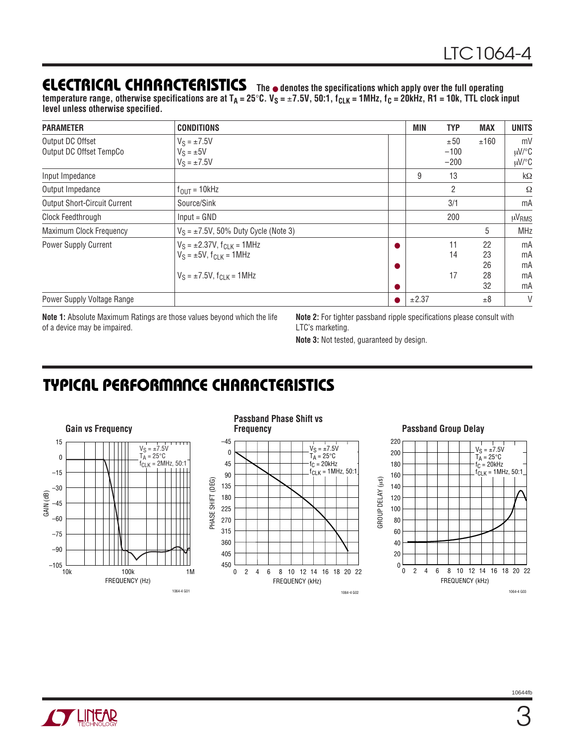## ELECTRICAL CHARACTERISTICS

**The ● denotes the specifications which apply over the full operating temperature range, otherwise specifications are at $T_A$ = 25°C. $V_S$ = ±7.5V, 50:1, $f_{CLK}$ = 1MHz, $f_C$ = 20kHz, R1 = 10k, TTL clock input level unless otherwise specified.**

| PARAMETER | CONDITIONS | | MIN | TYP | MAX | UNITS |
|---|---|---|---|---|---|---|
| Output DC Offset<br>Output DC Offset TempCo | $V_S$ = ±7.5V<br>$V_S$ = ±5V<br>$V_S$ = ±7.5V | | | ±50<br>–100<br>–200 | ±160 | mV<br>μV/°C<br>μV/°C |
| Input Impedance | | | 9 | 13 | | kΩ |
| Output Impedance | $f_{OUT}$ = 10kHz | | | 2 | | Ω |
| Output Short-Circuit Current | Source/Sink | | | 3/1 | | mA |
| Clock Feedthrough | Input = GND | | | 200 | | $μV_{RMS}$ |
| Maximum Clock Frequency | $V_S$ = ±7.5V, 50% Duty Cycle (Note 3) | | | | 5 | MHz |
| Power Supply Current | $V_S$ = ±2.37V, $f_{CLK}$ = 1MHz | ● | | 11 | 22 | mA |
| | $V_S$ = ±5V, $f_{CLK}$ = 1MHz | | | 14 | 23 | mA |
| | | ● | | | 26 | mA |
| | $V_S$ = ±7.5V, $f_{CLK}$ = 1MHz | | | 17 | 28 | mA |
| | | ● | | | 32 | mA |
| Power Supply Voltage Range | | ● | ±2.37 | | ±8 | V |

**Note 1:** Absolute Maximum Ratings are those values beyond which the life of a device may be impaired.

**Note 2:** For tighter passband ripple specifications please consult with LTC's marketing.

**Note 3:** Not tested, guaranteed by design.

## TYPICAL PERFORMANCE CHARACTERISTICS

**Gain vs Frequency**

**Passband Phase Shift vs Frequency**

**Passband Group Delay**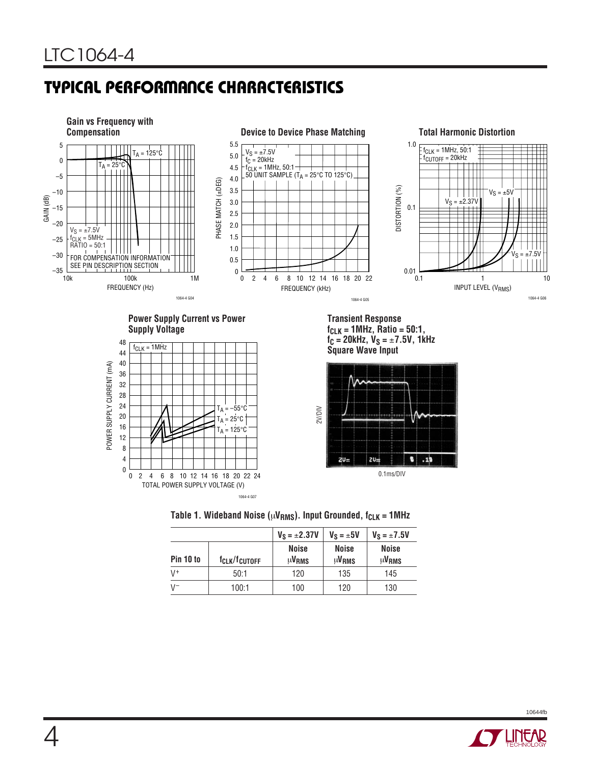## TYPICAL PERFORMANCE CHARACTERISTICS

**Gain vs Frequency with Compensation**

**Device to Device Phase Matching**

**Total Harmonic Distortion**

**Power Supply Current vs Power Supply Voltage**

**Transient Response $f_{CLK}$ = 1MHz, Ratio = 50:1, $f_C$ = 20kHz, $V_S$ = ±7.5V, 1kHz Square Wave Input**

**Table 1. Wideband Noise ($\mu V_{RMS}$). Input Grounded, $f_{CLK}$ = 1MHz**

| | | $V_S$ = ±2.37V | $V_S$ = ±5V | $V_S$ = ±7.5V |
|---|---|---|---|---|
| Pin 10 to | $f_{CLK}/f_{CUTOFF}$ | Noise $\mu V_{RMS}$ | Noise $\mu V_{RMS}$ | Noise $\mu V_{RMS}$ |
| $V^+$ | 50:1 | 120 | 135 | 145 |
| $V^-$ | 100:1 | 100 | 120 | 130 |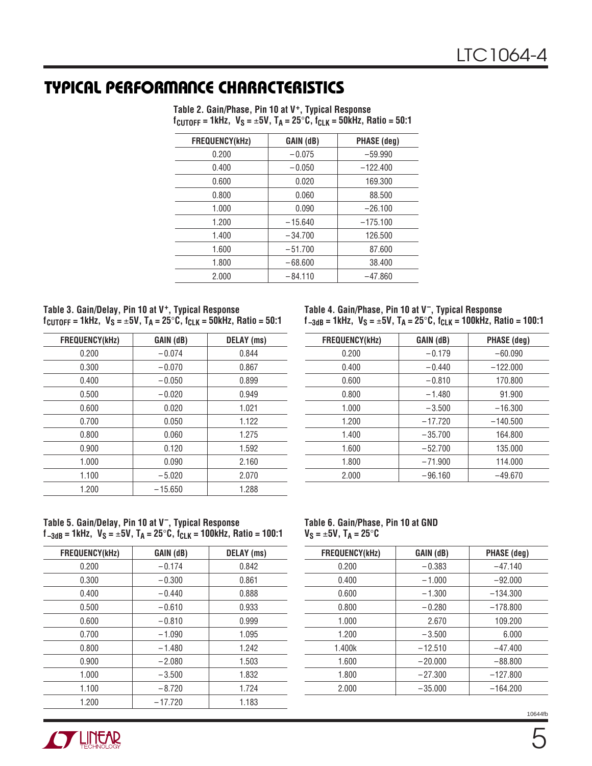## TYPICAL PERFORMANCE CHARACTERISTICS

**Table 2. Gain/Phase, Pin 10 at $V^+$, Typical Response**
**$f_{CUTOFF}$ = 1kHz, $V_S$ = ±5V, $T_A$ = 25°C, $f_{CLK}$ = 50kHz, Ratio = 50:1**

| FREQUENCY(kHz) | GAIN (dB) | PHASE (deg) |
|---|---|---|
| 0.200 | −0.075 | −59.990 |
| 0.400 | −0.050 | −122.400 |
| 0.600 | 0.020 | 169.300 |
| 0.800 | 0.060 | 88.500 |
| 1.000 | 0.090 | −26.100 |
| 1.200 | −15.640 | −175.100 |
| 1.400 | −34.700 | 126.500 |
| 1.600 | −51.700 | 87.600 |
| 1.800 | −68.600 | 38.400 |
| 2.000 | −84.110 | −47.860 |

**Table 3. Gain/Delay, Pin 10 at $V^+$, Typical Response**
**$f_{CUTOFF}$ = 1kHz, $V_S$ = ±5V, $T_A$ = 25°C, $f_{CLK}$ = 50kHz, Ratio = 50:1**

| FREQUENCY(kHz) | GAIN (dB) | DELAY (ms) |
|---|---|---|
| 0.200 | −0.074 | 0.844 |
| 0.300 | −0.070 | 0.867 |
| 0.400 | −0.050 | 0.899 |
| 0.500 | −0.020 | 0.949 |
| 0.600 | 0.020 | 1.021 |
| 0.700 | 0.050 | 1.122 |
| 0.800 | 0.060 | 1.275 |
| 0.900 | 0.120 | 1.592 |
| 1.000 | 0.090 | 2.160 |
| 1.100 | −5.020 | 2.070 |
| 1.200 | −15.650 | 1.288 |

**Table 4. Gain/Phase, Pin 10 at $V^-$, Typical Response**
**$f_{-3dB}$ = 1kHz, $V_S$ = ±5V, $T_A$ = 25°C, $f_{CLK}$ = 100kHz, Ratio = 100:1**

| FREQUENCY(kHz) | GAIN (dB) | PHASE (deg) |
|---|---|---|
| 0.200 | −0.179 | −60.090 |
| 0.400 | −0.440 | −122.000 |
| 0.600 | −0.810 | 170.800 |
| 0.800 | −1.480 | 91.900 |
| 1.000 | −3.500 | −16.300 |
| 1.200 | −17.720 | −140.500 |
| 1.400 | −35.700 | 164.800 |
| 1.600 | −52.700 | 135.000 |
| 1.800 | −71.900 | 114.000 |
| 2.000 | −96.160 | −49.670 |

**Table 5. Gain/Delay, Pin 10 at $V^-$, Typical Response**
**$f_{-3dB}$ = 1kHz, $V_S$ = ±5V, $T_A$ = 25°C, $f_{CLK}$ = 100kHz, Ratio = 100:1**

| FREQUENCY(kHz) | GAIN (dB) | DELAY (ms) |
|---|---|---|
| 0.200 | −0.174 | 0.842 |
| 0.300 | −0.300 | 0.861 |
| 0.400 | −0.440 | 0.888 |
| 0.500 | −0.610 | 0.933 |
| 0.600 | −0.810 | 0.999 |
| 0.700 | −1.090 | 1.095 |
| 0.800 | −1.480 | 1.242 |
| 0.900 | −2.080 | 1.503 |
| 1.000 | −3.500 | 1.832 |
| 1.100 | −8.720 | 1.724 |
| 1.200 | −17.720 | 1.183 |

**Table 6. Gain/Phase, Pin 10 at GND**
**$V_S$ = ±5V, $T_A$ = 25°C**

| FREQUENCY(kHz) | GAIN (dB) | PHASE (deg) |
|---|---|---|
| 0.200 | −0.383 | −47.140 |
| 0.400 | −1.000 | −92.000 |
| 0.600 | −1.300 | −134.300 |
| 0.800 | −0.280 | −178.800 |
| 1.000 | 2.670 | 109.200 |
| 1.200 | −3.500 | 6.000 |
| 1.400k | −12.510 | −47.400 |
| 1.600 | −20.000 | −88.800 |
| 1.800 | −27.300 | −127.800 |
| 2.000 | −35.000 | −164.200 |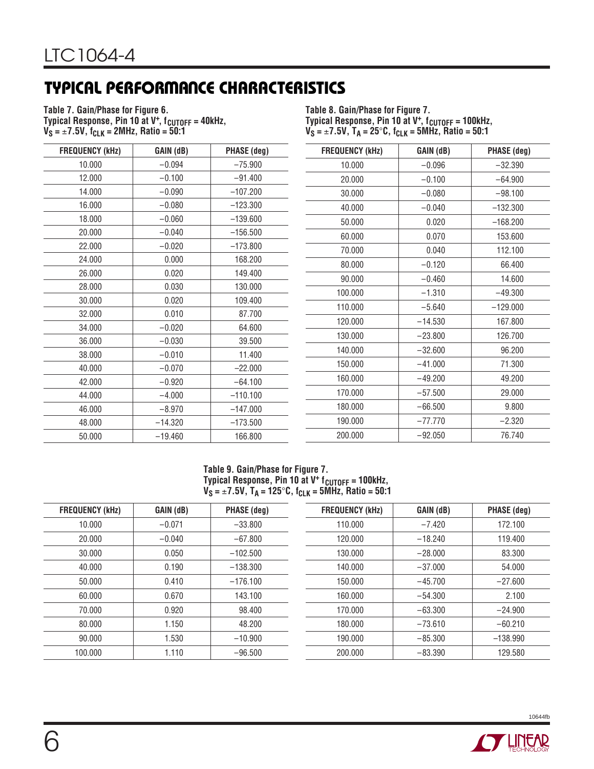## TYPICAL PERFORMANCE CHARACTERISTICS

**Table 7. Gain/Phase for Figure 6. Typical Response, Pin 10 at $V^+$, $f_{CUTOFF}$ = 40kHz, $V_S$ = ±7.5V, $f_{CLK}$ = 2MHz, Ratio = 50:1**

| FREQUENCY (kHz) | GAIN (dB) | PHASE (deg) |
|---|---|---|
| 10.000 | −0.094 | −75.900 |
| 12.000 | −0.100 | −91.400 |
| 14.000 | −0.090 | −107.200 |
| 16.000 | −0.080 | −123.300 |
| 18.000 | −0.060 | −139.600 |
| 20.000 | −0.040 | −156.500 |
| 22.000 | −0.020 | −173.800 |
| 24.000 | 0.000 | 168.200 |
| 26.000 | 0.020 | 149.400 |
| 28.000 | 0.030 | 130.000 |
| 30.000 | 0.020 | 109.400 |
| 32.000 | 0.010 | 87.700 |
| 34.000 | −0.020 | 64.600 |
| 36.000 | −0.030 | 39.500 |
| 38.000 | −0.010 | 11.400 |
| 40.000 | −0.070 | −22.000 |
| 42.000 | −0.920 | −64.100 |
| 44.000 | −4.000 | −110.100 |
| 46.000 | −8.970 | −147.000 |
| 48.000 | −14.320 | −173.500 |
| 50.000 | −19.460 | 166.800 |

**Table 8. Gain/Phase for Figure 7. Typical Response, Pin 10 at $V^+$, $f_{CUTOFF}$ = 100kHz, $V_S$ = ±7.5V, $T_A$ = 25°C, $f_{CLK}$ = 5MHz, Ratio = 50:1**

| FREQUENCY (kHz) | GAIN (dB) | PHASE (deg) |
|---|---|---|
| 10.000 | −0.096 | −32.390 |
| 20.000 | −0.100 | −64.900 |
| 30.000 | −0.080 | −98.100 |
| 40.000 | −0.040 | −132.300 |
| 50.000 | 0.020 | −168.200 |
| 60.000 | 0.070 | 153.600 |
| 70.000 | 0.040 | 112.100 |
| 80.000 | −0.120 | 66.400 |
| 90.000 | −0.460 | 14.600 |
| 100.000 | −1.310 | −49.300 |
| 110.000 | −5.640 | −129.000 |
| 120.000 | −14.530 | 167.800 |
| 130.000 | −23.800 | 126.700 |
| 140.000 | −32.600 | 96.200 |
| 150.000 | −41.000 | 71.300 |
| 160.000 | −49.200 | 49.200 |
| 170.000 | −57.500 | 29.000 |
| 180.000 | −66.500 | 9.800 |
| 190.000 | −77.770 | −2.320 |
| 200.000 | −92.050 | 76.740 |

**Table 9. Gain/Phase for Figure 7. Typical Response, Pin 10 at $V^+$ $f_{CUTOFF}$ = 100kHz, $V_S$ = ±7.5V, $T_A$ = 125°C, $f_{CLK}$ = 5MHz, Ratio = 50:1**

| FREQUENCY (kHz) | GAIN (dB) | PHASE (deg) |
|---|---|---|
| 10.000 | −0.071 | −33.800 |
| 20.000 | −0.040 | −67.800 |
| 30.000 | 0.050 | −102.500 |
| 40.000 | 0.190 | −138.300 |
| 50.000 | 0.410 | −176.100 |
| 60.000 | 0.670 | 143.100 |
| 70.000 | 0.920 | 98.400 |
| 80.000 | 1.150 | 48.200 |
| 90.000 | 1.530 | −10.900 |
| 100.000 | 1.110 | −96.500 |
| 110.000 | −7.420 | 172.100 |
| 120.000 | −18.240 | 119.400 |
| 130.000 | −28.000 | 83.300 |
| 140.000 | −37.000 | 54.000 |
| 150.000 | −45.700 | −27.600 |
| 160.000 | −54.300 | 2.100 |
| 170.000 | −63.300 | −24.900 |
| 180.000 | −73.610 | −60.210 |
| 190.000 | −85.300 | −138.990 |
| 200.000 | −83.390 | 129.580 |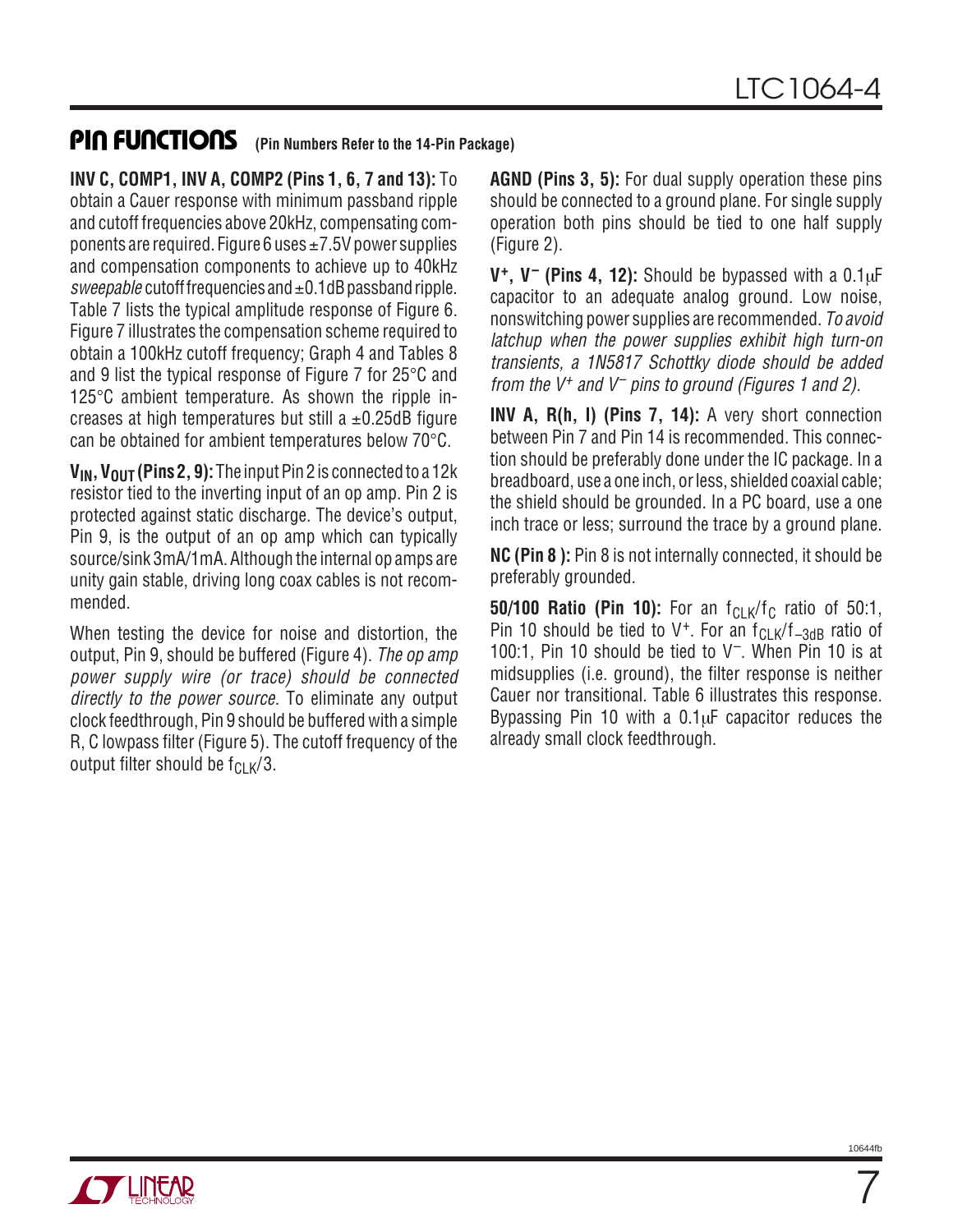## PIN FUNCTIONS (Pin Numbers Refer to the 14-Pin Package)

**INV C, COMP1, INV A, COMP2 (Pins 1, 6, 7 and 13):** To obtain a Cauer response with minimum passband ripple and cutoff frequencies above 20kHz, compensating components are required. Figure 6 uses ±7.5V power supplies and compensation components to achieve up to 40kHz *sweepable* cutoff frequencies and ±0.1dB passband ripple. Table 7 lists the typical amplitude response of Figure 6. Figure 7 illustrates the compensation scheme required to obtain a 100kHz cutoff frequency; Graph 4 and Tables 8 and 9 list the typical response of Figure 7 for 25°C and 125°C ambient temperature. As shown the ripple increases at high temperatures but still a ±0.25dB figure can be obtained for ambient temperatures below 70°C.

**$V_{IN}$, $V_{OUT}$ (Pins 2, 9):** The input Pin 2 is connected to a 12k resistor tied to the inverting input of an op amp. Pin 2 is protected against static discharge. The device's output, Pin 9, is the output of an op amp which can typically source/sink 3mA/1mA. Although the internal op amps are unity gain stable, driving long coax cables is not recommended.

When testing the device for noise and distortion, the output, Pin 9, should be buffered (Figure 4). *The op amp power supply wire (or trace) should be connected directly to the power source.* To eliminate any output clock feedthrough, Pin 9 should be buffered with a simple R, C lowpass filter (Figure 5). The cutoff frequency of the output filter should be $f_{CLK}/3$.

**AGND (Pins 3, 5):** For dual supply operation these pins should be connected to a ground plane. For single supply operation both pins should be tied to one half supply (Figure 2).

**$V^+$, $V^-$ (Pins 4, 12):** Should be bypassed with a 0.1µF capacitor to an adequate analog ground. Low noise, nonswitching power supplies are recommended. *To avoid latchup when the power supplies exhibit high turn-on transients, a 1N5817 Schottky diode should be added from the $V^+$ and $V^-$ pins to ground (Figures 1 and 2).*

**INV A, R(h, l) (Pins 7, 14):** A very short connection between Pin 7 and Pin 14 is recommended. This connection should be preferably done under the IC package. In a breadboard, use a one inch, or less, shielded coaxial cable; the shield should be grounded. In a PC board, use a one inch trace or less; surround the trace by a ground plane.

**NC (Pin 8 ):** Pin 8 is not internally connected, it should be preferably grounded.

**50/100 Ratio (Pin 10):** For an $f_{CLK}/f_C$ ratio of 50:1, Pin 10 should be tied to $V^+$. For an $f_{CLK}/f_{-3dB}$ ratio of 100:1, Pin 10 should be tied to $V^-$. When Pin 10 is at midsupplies (i.e. ground), the filter response is neither Cauer nor transitional. Table 6 illustrates this response. Bypassing Pin 10 with a 0.1µF capacitor reduces the already small clock feedthrough.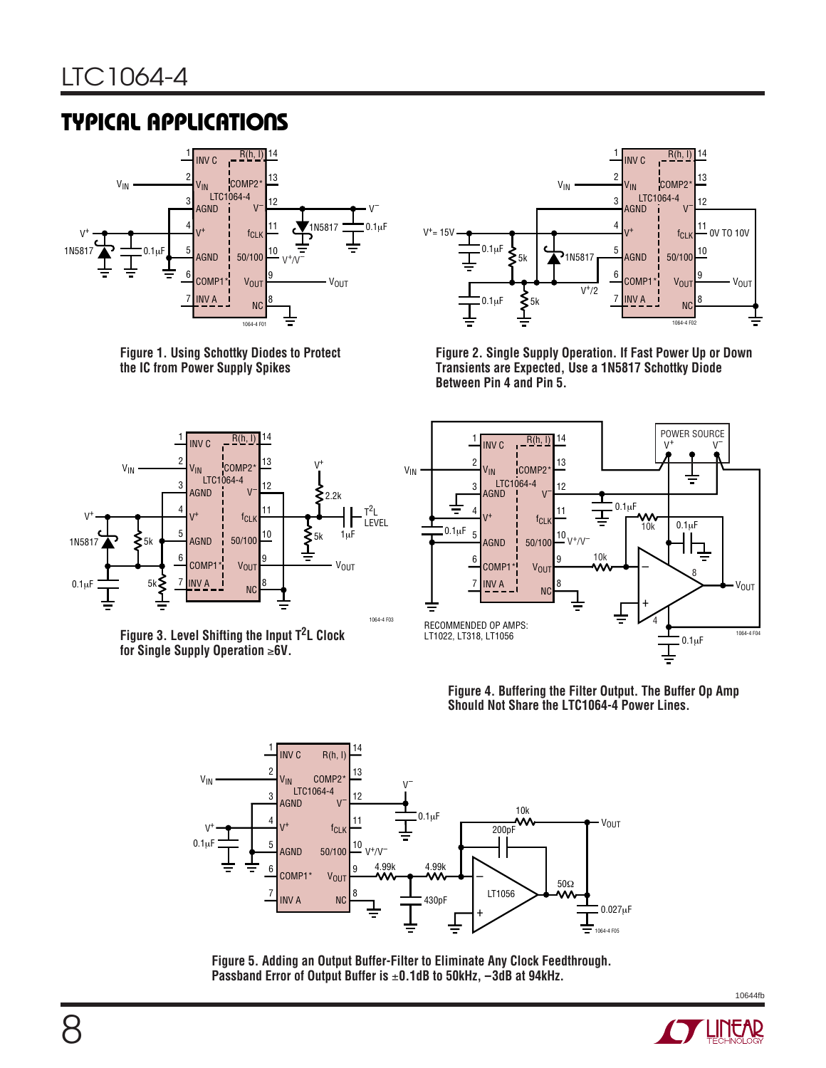## TYPICAL APPLICATIONS

**Figure 1. Using Schottky Diodes to Protect the IC from Power Supply Spikes**

**Figure 2. Single Supply Operation. If Fast Power Up or Down Transients are Expected, Use a 1N5817 Schottky Diode Between Pin 4 and Pin 5.**

**Figure 3. Level Shifting the Input $T^2L$ Clock for Single Supply Operation ≥6V.**

RECOMMENDED OP AMPS: LT1022, LT318, LT1056

**Figure 4. Buffering the Filter Output. The Buffer Op Amp Should Not Share the LTC1064-4 Power Lines.**

**Figure 5. Adding an Output Buffer-Filter to Eliminate Any Clock Feedthrough. Passband Error of Output Buffer is ±0.1dB to 50kHz, –3dB at 94kHz.**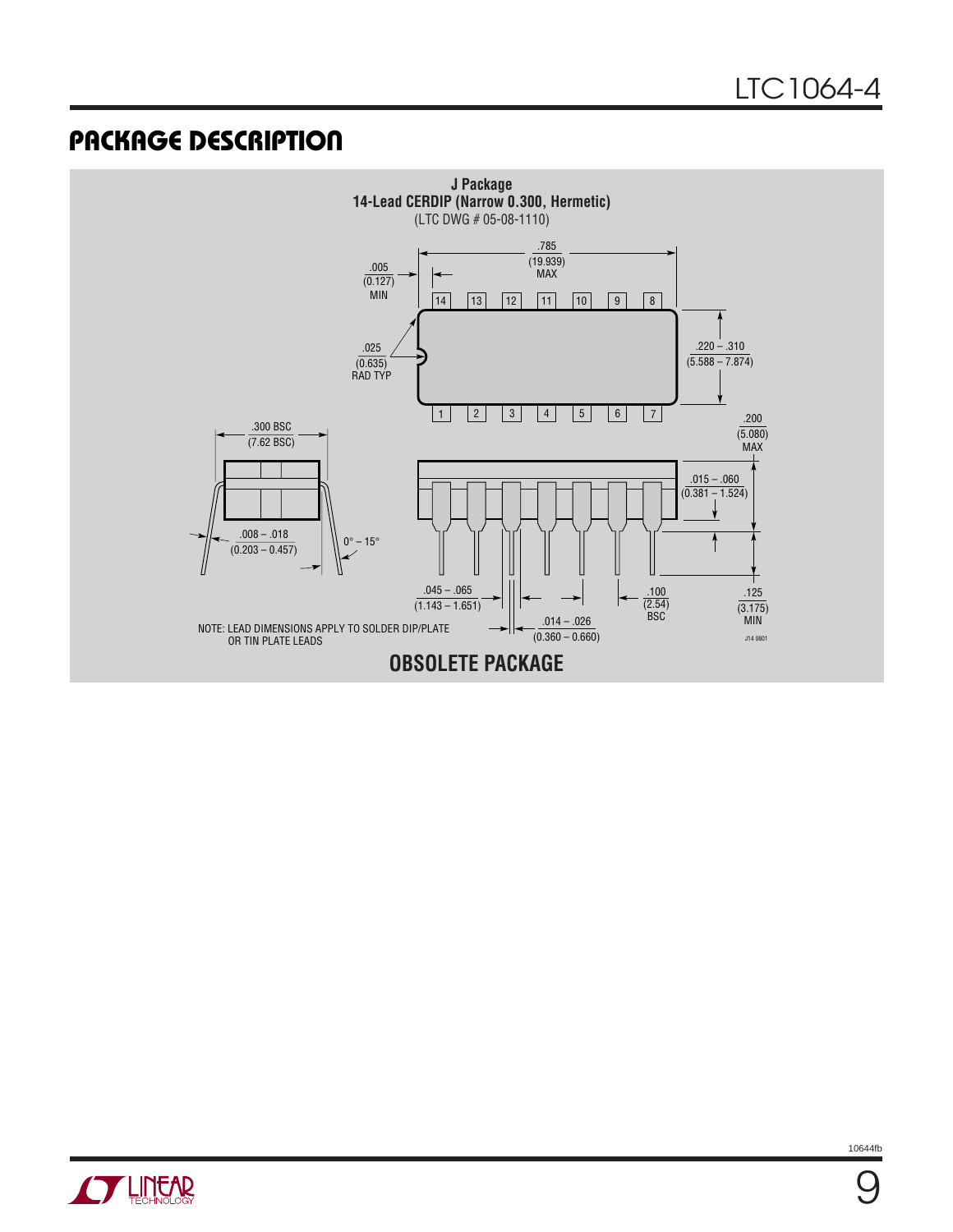## PACKAGE DESCRIPTION

**J Package**
**14-Lead CERDIP (Narrow 0.300, Hermetic)**
(LTC DWG # 05-08-1110)

.785 (19.939) MAX

.005 (0.127) MIN

.025 (0.635) RAD TYP

.220 – .310 (5.588 – 7.874)

.200 (5.080) MAX

.300 BSC (7.62 BSC)

.015 – .060 (0.381 – 1.524)

.008 – .018 (0.203 – 0.457)

0° – 15°

.045 – .065 (1.143 – 1.651)

.100 (2.54) BSC

.125 (3.175) MIN

.014 – .026 (0.360 – 0.660)

NOTE: LEAD DIMENSIONS APPLY TO SOLDER DIP/PLATE OR TIN PLATE LEADS

J14 0801

**OBSOLETE PACKAGE**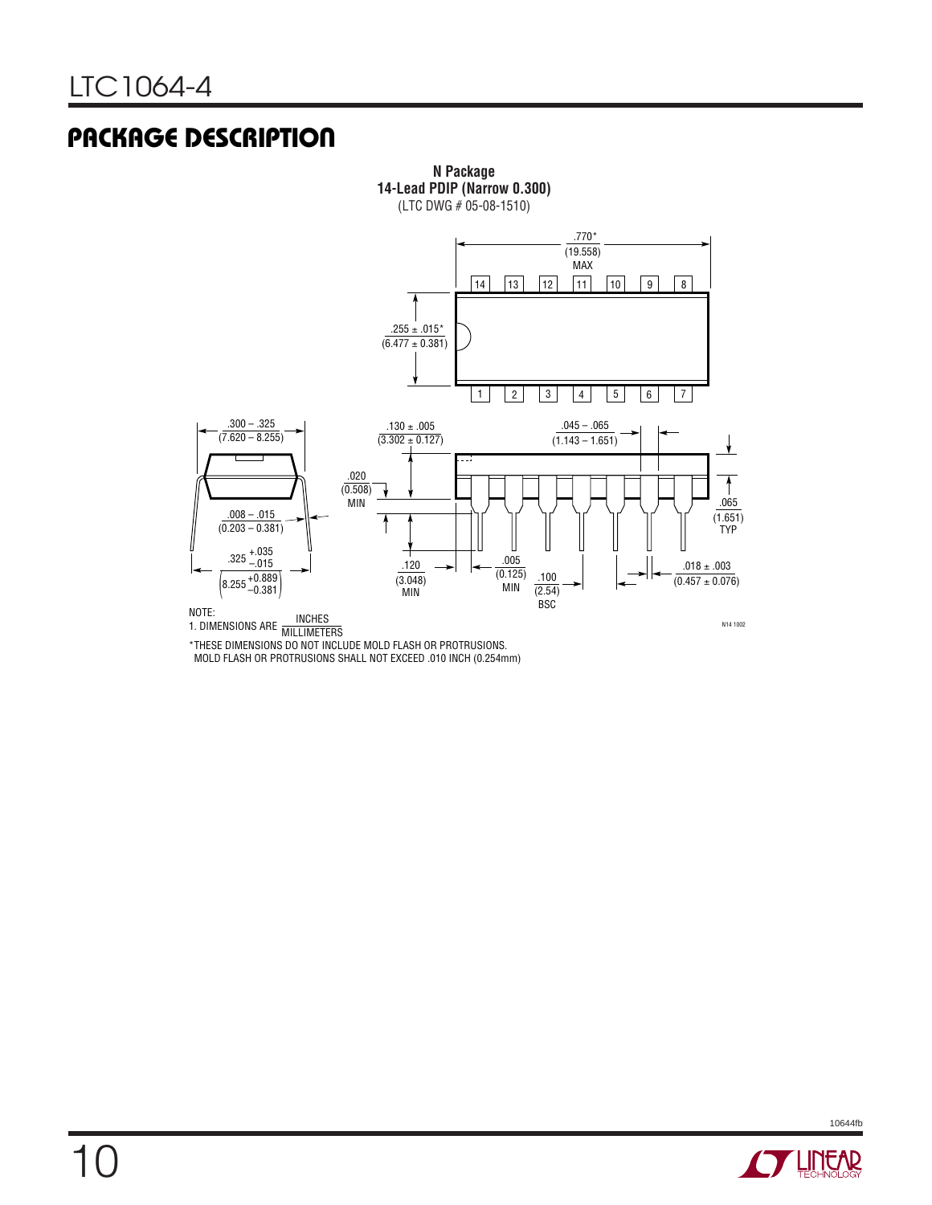## PACKAGE DESCRIPTION

**N Package**
**14-Lead PDIP (Narrow 0.300)**
(LTC DWG # 05-08-1510)

.770* (19.558) MAX

.255 ± .015* (6.477 ± 0.381)

.300 – .325 (7.620 – 8.255)

.008 – .015 (0.203 – 0.381)

$.325 ^{+.035}_{-.015}$ $\left(8.255 ^{+0.889}_{-0.381}\right)$

.130 ± .005 (3.302 ± 0.127)

.020 (0.508) MIN

.120 (3.048) MIN

.005 (0.125) MIN

.100 (2.54) BSC

.045 – .065 (1.143 – 1.651)

.065 (1.651) TYP

.018 ± .003 (0.457 ± 0.076)

N14 1002

NOTE:
1. DIMENSIONS ARE $\frac{\text{INCHES}}{\text{MILLIMETERS}}$

*THESE DIMENSIONS DO NOT INCLUDE MOLD FLASH OR PROTRUSIONS.
MOLD FLASH OR PROTRUSIONS SHALL NOT EXCEED .010 INCH (0.254mm)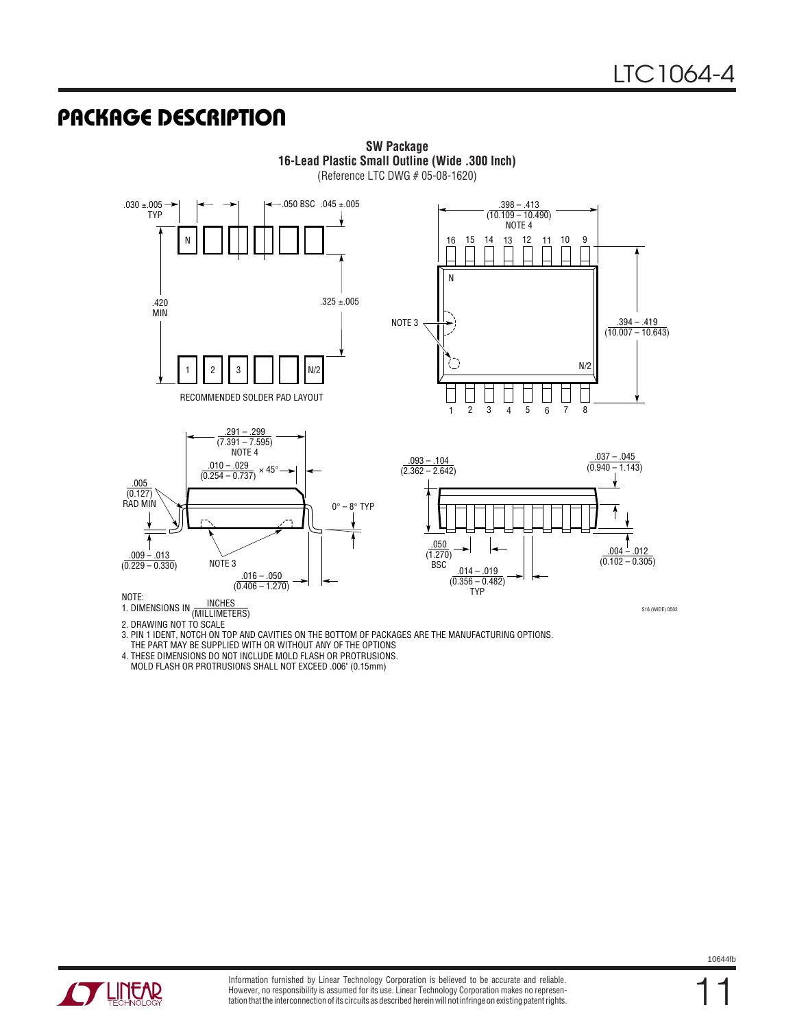## PACKAGE DESCRIPTION

**SW Package**
**16-Lead Plastic Small Outline (Wide .300 Inch)**
(Reference LTC DWG # 05-08-1620)

.030 ±.005 TYP

.050 BSC .045 ±.005

.420 MIN

.325 ±.005

RECOMMENDED SOLDER PAD LAYOUT

.398 – .413 (10.109 – 10.490) NOTE 4

NOTE 3

.394 – .419 (10.007 – 10.643)

.291 – .299 (7.391 – 7.595) NOTE 4

.010 – .029 (0.254 – 0.737) × 45°

.005 (0.127) RAD MIN

0° – 8° TYP

.009 – .013 (0.229 – 0.330)

NOTE 3

.016 – .050 (0.406 – 1.270)

.093 – .104 (2.362 – 2.642)

.037 – .045 (0.940 – 1.143)

.050 (1.270) BSC

.014 – .019 (0.356 – 0.482) TYP

.004 – .012 (0.102 – 0.305)

NOTE:
1. DIMENSIONS IN INCHES (MILLIMETERS)
2. DRAWING NOT TO SCALE
3. PIN 1 IDENT, NOTCH ON TOP AND CAVITIES ON THE BOTTOM OF PACKAGES ARE THE MANUFACTURING OPTIONS. THE PART MAY BE SUPPLIED WITH OR WITHOUT ANY OF THE OPTIONS
4. THESE DIMENSIONS DO NOT INCLUDE MOLD FLASH OR PROTRUSIONS. MOLD FLASH OR PROTRUSIONS SHALL NOT EXCEED .006" (0.15mm)

S16 (WIDE) 0502

Information furnished by Linear Technology Corporation is believed to be accurate and reliable. However, no responsibility is assumed for its use. Linear Technology Corporation makes no representation that the interconnection of its circuits as described herein will not infringe on existing patent rights.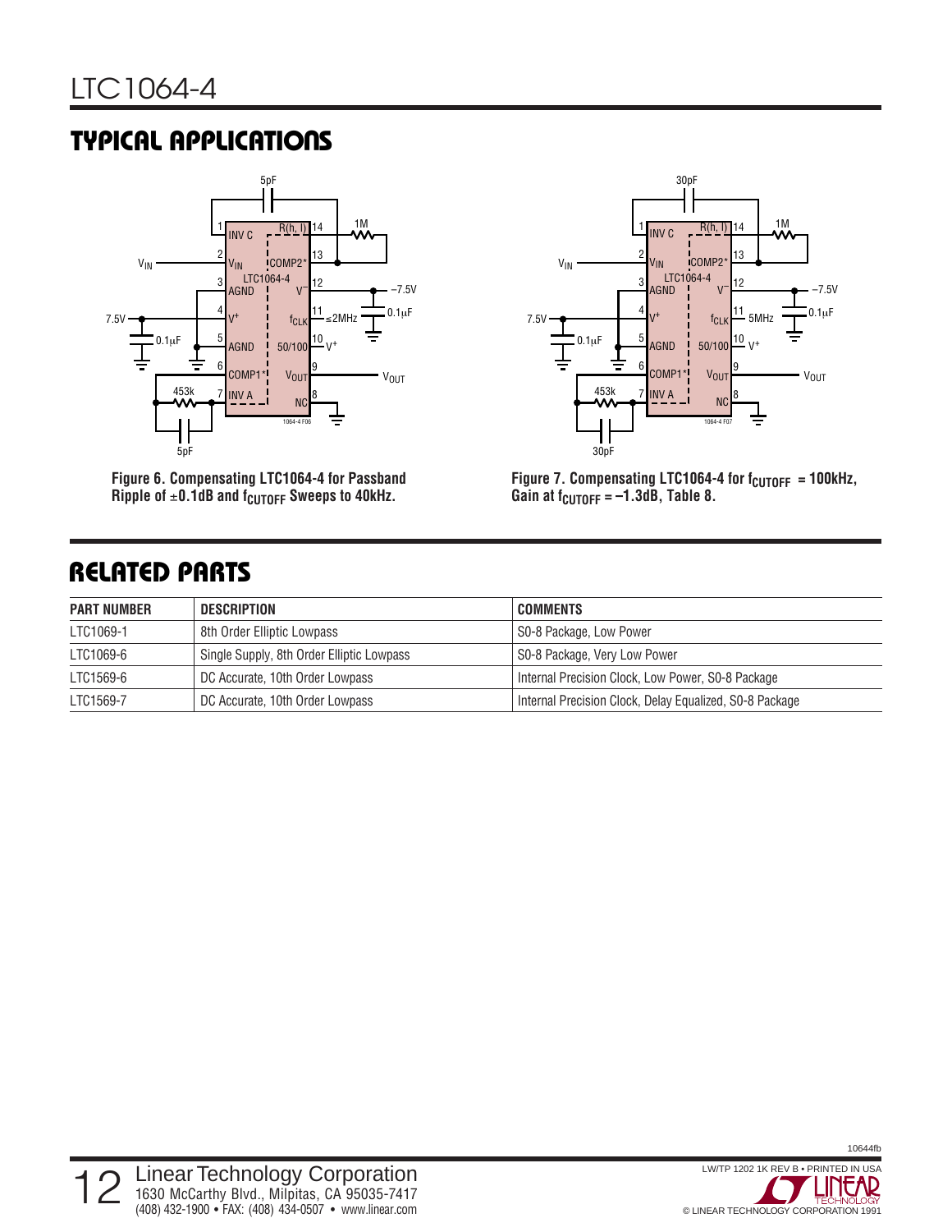## TYPICAL APPLICATIONS

5pF
1M
1 INV C
R(h, l) 14
2 $V_{IN}$
COMP2* 13
$V_{IN}$
LTC1064-4
3 AGND
$V^-$ 12
–7.5V
4 $V^+$
$f_{CLK}$ 11
≤2MHz
0.1μF
7.5V
0.1μF
5 AGND
50/100 10
$V^+$
6 COMP1*
$V_{OUT}$ 9
$V_{OUT}$
453k
7 INV A
NC 8
5pF
1064-4 F06

Figure 6. Compensating LTC1064-4 for Passband Ripple of ±0.1dB and $f_{CUTOFF}$ Sweeps to 40kHz.

30pF
1M
1 INV C
R(h, l) 14
2 $V_{IN}$
COMP2* 13
$V_{IN}$
LTC1064-4
3 AGND
$V^-$ 12
–7.5V
4 $V^+$
$f_{CLK}$ 11
5MHz
0.1μF
7.5V
0.1μF
5 AGND
50/100 10
$V^+$
6 COMP1*
$V_{OUT}$ 9
$V_{OUT}$
453k
7 INV A
NC 8
30pF
1064-4 F07

Figure 7. Compensating LTC1064-4 for $f_{CUTOFF}$ = 100kHz, Gain at $f_{CUTOFF}$ = –1.3dB, Table 8.

## RELATED PARTS

| PART NUMBER | DESCRIPTION | COMMENTS |
|---|---|---|
| LTC1069-1 | 8th Order Elliptic Lowpass | S0-8 Package, Low Power |
| LTC1069-6 | Single Supply, 8th Order Elliptic Lowpass | S0-8 Package, Very Low Power |
| LTC1569-6 | DC Accurate, 10th Order Lowpass | Internal Precision Clock, Low Power, S0-8 Package |
| LTC1569-7 | DC Accurate, 10th Order Lowpass | Internal Precision Clock, Delay Equalized, S0-8 Package |

Linear Technology Corporation
1630 McCarthy Blvd., Milpitas, CA 95035-7417
(408) 432-1900 • FAX: (408) 434-0507 • www.linear.com

10644fb
LW/TP 1202 1K REV B • PRINTED IN USA
© LINEAR TECHNOLOGY CORPORATION 1991